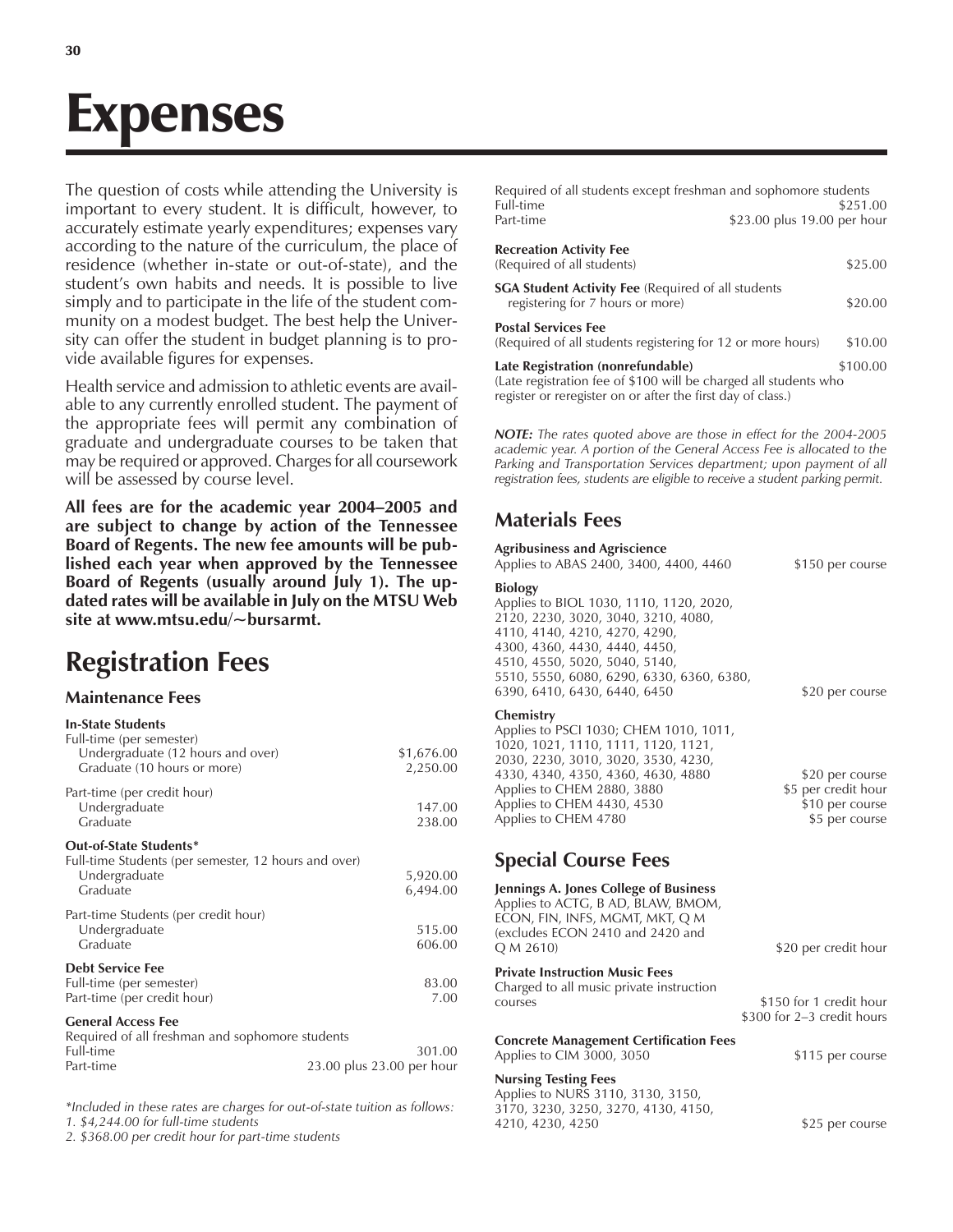# Expenses

The question of costs while attending the University is important to every student. It is difficult, however, to accurately estimate yearly expenditures; expenses vary according to the nature of the curriculum, the place of residence (whether in-state or out-of-state), and the student's own habits and needs. It is possible to live simply and to participate in the life of the student community on a modest budget. The best help the University can offer the student in budget planning is to provide available figures for expenses.

Health service and admission to athletic events are available to any currently enrolled student. The payment of the appropriate fees will permit any combination of graduate and undergraduate courses to be taken that may be required or approved. Charges for all coursework will be assessed by course level.

**All fees are for the academic year 2004–2005 and are subject to change by action of the Tennessee Board of Regents. The new fee amounts will be published each year when approved by the Tennessee Board of Regents (usually around July 1). The updated rates will be available in July on the MTSU Web site at www.mtsu.edu/~bursarmt.**

## Registration Fees

### Maintenance Fees

**In-State Students**

| | |
|---|---|
| Full-time (per semester) | |
| Undergraduate (12 hours and over) | $1,676.00 |
| Graduate (10 hours or more) | 2,250.00 |
| Part-time (per credit hour) | |
| Undergraduate | 147.00 |
| Graduate | 238.00 |

**Out-of-State Students***

| | |
|---|---|
| Full-time Students (per semester, 12 hours and over) | |
| Undergraduate | 5,920.00 |
| Graduate | 6,494.00 |
| Part-time Students (per credit hour) | |
| Undergraduate | 515.00 |
| Graduate | 606.00 |

**Debt Service Fee**

| | |
|---|---|
| Full-time (per semester) | 83.00 |
| Part-time (per credit hour) | 7.00 |

**General Access Fee**

Required of all freshman and sophomore students

| | |
|---|---|
| Full-time | 301.00 |
| Part-time | 23.00 plus 23.00 per hour |

*Included in these rates are charges for out-of-state tuition as follows:*
*1. $4,244.00 for full-time students*
*2. $368.00 per credit hour for part-time students*

Required of all students except freshman and sophomore students

| | |
|---|---|
| Full-time | $251.00 |
| Part-time | $23.00 plus 19.00 per hour |

**Recreation Activity Fee**
(Required of all students) — $25.00

**SGA Student Activity Fee** (Required of all students registering for 7 hours or more) — $20.00

**Postal Services Fee**
(Required of all students registering for 12 or more hours) — $10.00

**Late Registration (nonrefundable)** — $100.00
(Late registration fee of $100 will be charged all students who register or reregister on or after the first day of class.)

***NOTE:*** *The rates quoted above are those in effect for the 2004-2005 academic year. A portion of the General Access Fee is allocated to the Parking and Transportation Services department; upon payment of all registration fees, students are eligible to receive a student parking permit.*

## Materials Fees

**Agribusiness and Agriscience**
Applies to ABAS 2400, 3400, 4400, 4460 — $150 per course

**Biology**
Applies to BIOL 1030, 1110, 1120, 2020, 2120, 2230, 3020, 3040, 3210, 4080, 4110, 4140, 4210, 4270, 4290, 4300, 4360, 4430, 4440, 4450, 4510, 4550, 5020, 5040, 5140, 5510, 5550, 6080, 6290, 6330, 6360, 6380, 6390, 6410, 6430, 6440, 6450 — $20 per course

**Chemistry**

| | |
|---|---|
| Applies to PSCI 1030; CHEM 1010, 1011, 1020, 1021, 1110, 1111, 1120, 1121, 2030, 2230, 3010, 3020, 3530, 4230, 4330, 4340, 4350, 4360, 4630, 4880 | $20 per course |
| Applies to CHEM 2880, 3880 | $5 per credit hour |
| Applies to CHEM 4430, 4530 | $10 per course |
| Applies to CHEM 4780 | $5 per course |

## Special Course Fees

**Jennings A. Jones College of Business**
Applies to ACTG, B AD, BLAW, BMOM, ECON, FIN, INFS, MGMT, MKT, Q M (excludes ECON 2410 and 2420 and Q M 2610) — $20 per credit hour

**Private Instruction Music Fees**
Charged to all music private instruction courses — $150 for 1 credit hour; $300 for 2–3 credit hours

**Concrete Management Certification Fees**
Applies to CIM 3000, 3050 — $115 per course

**Nursing Testing Fees**
Applies to NURS 3110, 3130, 3150, 3170, 3230, 3250, 3270, 4130, 4150, 4210, 4230, 4250 — $25 per course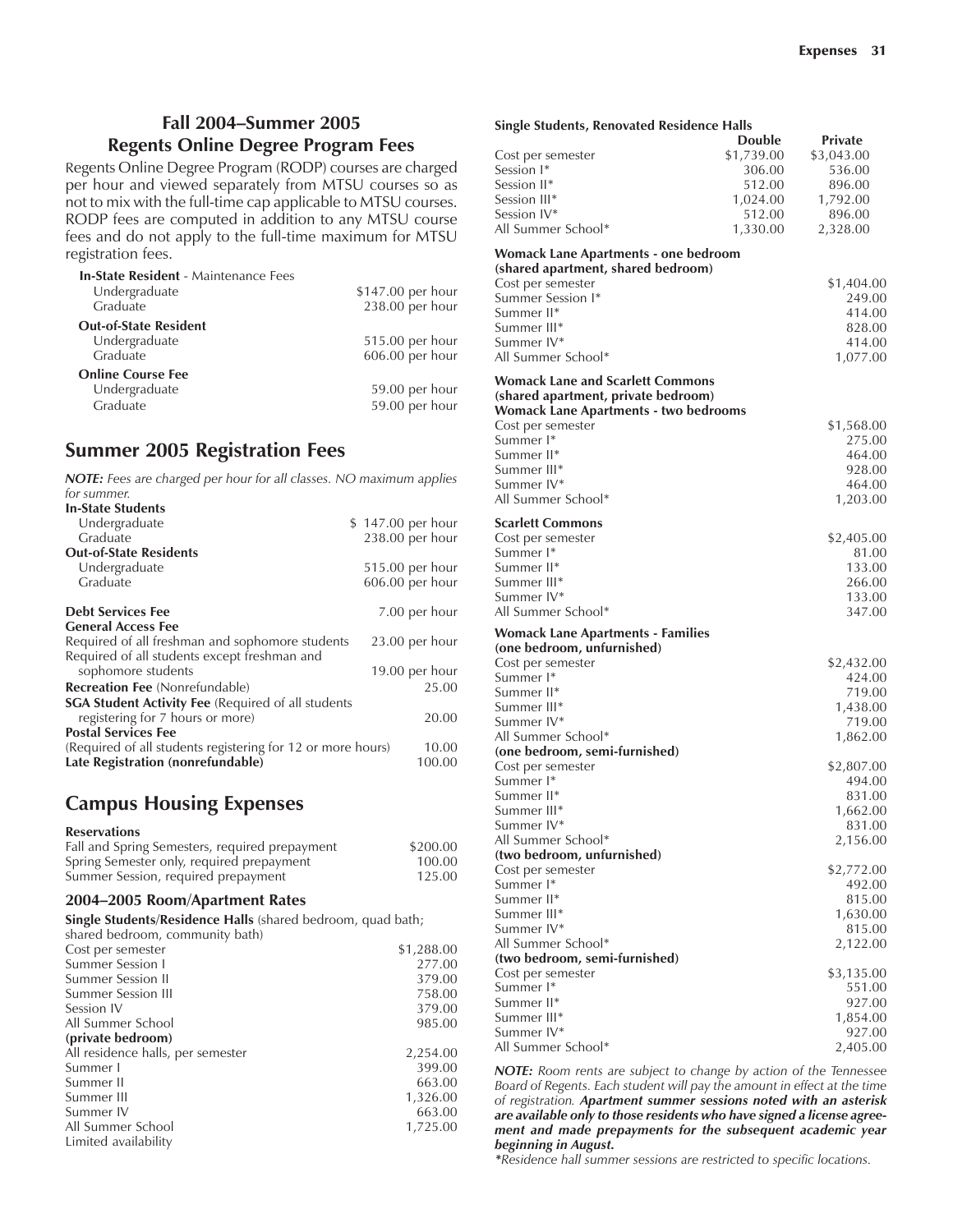## Fall 2004–Summer 2005
## Regents Online Degree Program Fees

Regents Online Degree Program (RODP) courses are charged per hour and viewed separately from MTSU courses so as not to mix with the full-time cap applicable to MTSU courses. RODP fees are computed in addition to any MTSU course fees and do not apply to the full-time maximum for MTSU registration fees.

| | |
|---|---|
| **In-State Resident** - Maintenance Fees | |
| Undergraduate | $147.00 per hour |
| Graduate | 238.00 per hour |
| **Out-of-State Resident** | |
| Undergraduate | 515.00 per hour |
| Graduate | 606.00 per hour |
| **Online Course Fee** | |
| Undergraduate | 59.00 per hour |
| Graduate | 59.00 per hour |

## Summer 2005 Registration Fees

***NOTE:*** *Fees are charged per hour for all classes. NO maximum applies for summer.*

| | |
|---|---|
| **In-State Students** | |
| Undergraduate | $ 147.00 per hour |
| Graduate | 238.00 per hour |
| **Out-of-State Residents** | |
| Undergraduate | 515.00 per hour |
| Graduate | 606.00 per hour |
| **Debt Services Fee** | 7.00 per hour |
| **General Access Fee** | |
| Required of all freshman and sophomore students | 23.00 per hour |
| Required of all students except freshman and sophomore students | 19.00 per hour |
| **Recreation Fee** (Nonrefundable) | 25.00 |
| **SGA Student Activity Fee** (Required of all students registering for 7 hours or more) | 20.00 |
| **Postal Services Fee** (Required of all students registering for 12 or more hours) | 10.00 |
| **Late Registration (nonrefundable)** | 100.00 |

## Campus Housing Expenses

**Reservations**

| | |
|---|---|
| Fall and Spring Semesters, required prepayment | $200.00 |
| Spring Semester only, required prepayment | 100.00 |
| Summer Session, required prepayment | 125.00 |

### 2004–2005 Room/Apartment Rates

**Single Students/Residence Halls** (shared bedroom, quad bath; shared bedroom, community bath)

| | |
|---|---|
| Cost per semester | $1,288.00 |
| Summer Session I | 277.00 |
| Summer Session II | 379.00 |
| Summer Session III | 758.00 |
| Session IV | 379.00 |
| All Summer School | 985.00 |
| **(private bedroom)** | |
| All residence halls, per semester | 2,254.00 |
| Summer I | 399.00 |
| Summer II | 663.00 |
| Summer III | 1,326.00 |
| Summer IV | 663.00 |
| All Summer School | 1,725.00 |
| Limited availability | |

**Single Students, Renovated Residence Halls**

| | Double | Private |
|---|---|---|
| Cost per semester | $1,739.00 | $3,043.00 |
| Session I* | 306.00 | 536.00 |
| Session II* | 512.00 | 896.00 |
| Session III* | 1,024.00 | 1,792.00 |
| Session IV* | 512.00 | 896.00 |
| All Summer School* | 1,330.00 | 2,328.00 |

**Womack Lane Apartments - one bedroom (shared apartment, shared bedroom)**

| | |
|---|---|
| Cost per semester | $1,404.00 |
| Summer Session I* | 249.00 |
| Summer II* | 414.00 |
| Summer III* | 828.00 |
| Summer IV* | 414.00 |
| All Summer School* | 1,077.00 |

**Womack Lane and Scarlett Commons (shared apartment, private bedroom) Womack Lane Apartments - two bedrooms**

| | |
|---|---|
| Cost per semester | $1,568.00 |
| Summer I* | 275.00 |
| Summer II* | 464.00 |
| Summer III* | 928.00 |
| Summer IV* | 464.00 |
| All Summer School* | 1,203.00 |

**Scarlett Commons**

| | |
|---|---|
| Cost per semester | $2,405.00 |
| Summer I* | 81.00 |
| Summer II* | 133.00 |
| Summer III* | 266.00 |
| Summer IV* | 133.00 |
| All Summer School* | 347.00 |

**Womack Lane Apartments - Families**

| | |
|---|---|
| **(one bedroom, unfurnished)** | |
| Cost per semester | $2,432.00 |
| Summer I* | 424.00 |
| Summer II* | 719.00 |
| Summer III* | 1,438.00 |
| Summer IV* | 719.00 |
| All Summer School* | 1,862.00 |
| **(one bedroom, semi-furnished)** | |
| Cost per semester | $2,807.00 |
| Summer I* | 494.00 |
| Summer II* | 831.00 |
| Summer III* | 1,662.00 |
| Summer IV* | 831.00 |
| All Summer School* | 2,156.00 |
| **(two bedroom, unfurnished)** | |
| Cost per semester | $2,772.00 |
| Summer I* | 492.00 |
| Summer II* | 815.00 |
| Summer III* | 1,630.00 |
| Summer IV* | 815.00 |
| All Summer School* | 2,122.00 |
| **(two bedroom, semi-furnished)** | |
| Cost per semester | $3,135.00 |
| Summer I* | 551.00 |
| Summer II* | 927.00 |
| Summer III* | 1,854.00 |
| Summer IV* | 927.00 |
| All Summer School* | 2,405.00 |

***NOTE:*** *Room rents are subject to change by action of the Tennessee Board of Regents. Each student will pay the amount in effect at the time of registration.* ***Apartment summer sessions noted with an asterisk are available only to those residents who have signed a license agreement and made prepayments for the subsequent academic year beginning in August.***

**Residence hall summer sessions are restricted to specific locations.*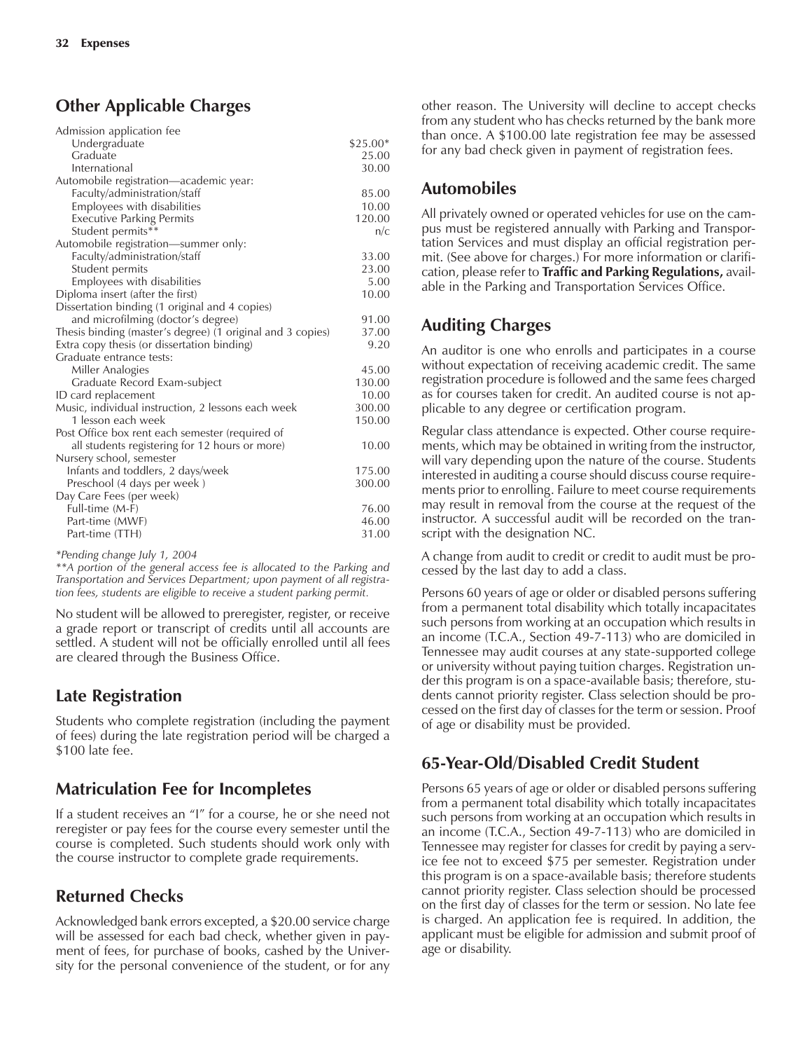## Other Applicable Charges

| | |
|---|---|
| Admission application fee | |
| Undergraduate | $25.00* |
| Graduate | 25.00 |
| International | 30.00 |
| Automobile registration—academic year: | |
| Faculty/administration/staff | 85.00 |
| Employees with disabilities | 10.00 |
| Executive Parking Permits | 120.00 |
| Student permits** | n/c |
| Automobile registration—summer only: | |
| Faculty/administration/staff | 33.00 |
| Student permits | 23.00 |
| Employees with disabilities | 5.00 |
| Diploma insert (after the first) | 10.00 |
| Dissertation binding (1 original and 4 copies) and microfilming (doctor's degree) | 91.00 |
| Thesis binding (master's degree) (1 original and 3 copies) | 37.00 |
| Extra copy thesis (or dissertation binding) | 9.20 |
| Graduate entrance tests: | |
| Miller Analogies | 45.00 |
| Graduate Record Exam-subject | 130.00 |
| ID card replacement | 10.00 |
| Music, individual instruction, 2 lessons each week | 300.00 |
| 1 lesson each week | 150.00 |
| Post Office box rent each semester (required of all students registering for 12 hours or more) | 10.00 |
| Nursery school, semester | |
| Infants and toddlers, 2 days/week | 175.00 |
| Preschool (4 days per week ) | 300.00 |
| Day Care Fees (per week) | |
| Full-time (M-F) | 76.00 |
| Part-time (MWF) | 46.00 |
| Part-time (TTH) | 31.00 |

*\*Pending change July 1, 2004*

*\*\*A portion of the general access fee is allocated to the Parking and Transportation and Services Department; upon payment of all registration fees, students are eligible to receive a student parking permit.*

No student will be allowed to preregister, register, or receive a grade report or transcript of credits until all accounts are settled. A student will not be officially enrolled until all fees are cleared through the Business Office.

## Late Registration

Students who complete registration (including the payment of fees) during the late registration period will be charged a $100 late fee.

## Matriculation Fee for Incompletes

If a student receives an "I" for a course, he or she need not reregister or pay fees for the course every semester until the course is completed. Such students should work only with the course instructor to complete grade requirements.

## Returned Checks

Acknowledged bank errors excepted, a $20.00 service charge will be assessed for each bad check, whether given in payment of fees, for purchase of books, cashed by the University for the personal convenience of the student, or for any other reason. The University will decline to accept checks from any student who has checks returned by the bank more than once. A $100.00 late registration fee may be assessed for any bad check given in payment of registration fees.

## Automobiles

All privately owned or operated vehicles for use on the campus must be registered annually with Parking and Transportation Services and must display an official registration permit. (See above for charges.) For more information or clarification, please refer to **Traffic and Parking Regulations,** available in the Parking and Transportation Services Office.

## Auditing Charges

An auditor is one who enrolls and participates in a course without expectation of receiving academic credit. The same registration procedure is followed and the same fees charged as for courses taken for credit. An audited course is not applicable to any degree or certification program.

Regular class attendance is expected. Other course requirements, which may be obtained in writing from the instructor, will vary depending upon the nature of the course. Students interested in auditing a course should discuss course requirements prior to enrolling. Failure to meet course requirements may result in removal from the course at the request of the instructor. A successful audit will be recorded on the transcript with the designation NC.

A change from audit to credit or credit to audit must be processed by the last day to add a class.

Persons 60 years of age or older or disabled persons suffering from a permanent total disability which totally incapacitates such persons from working at an occupation which results in an income (T.C.A., Section 49-7-113) who are domiciled in Tennessee may audit courses at any state-supported college or university without paying tuition charges. Registration under this program is on a space-available basis; therefore, students cannot priority register. Class selection should be processed on the first day of classes for the term or session. Proof of age or disability must be provided.

## 65-Year-Old/Disabled Credit Student

Persons 65 years of age or older or disabled persons suffering from a permanent total disability which totally incapacitates such persons from working at an occupation which results in an income (T.C.A., Section 49-7-113) who are domiciled in Tennessee may register for classes for credit by paying a service fee not to exceed $75 per semester. Registration under this program is on a space-available basis; therefore students cannot priority register. Class selection should be processed on the first day of classes for the term or session. No late fee is charged. An application fee is required. In addition, the applicant must be eligible for admission and submit proof of age or disability.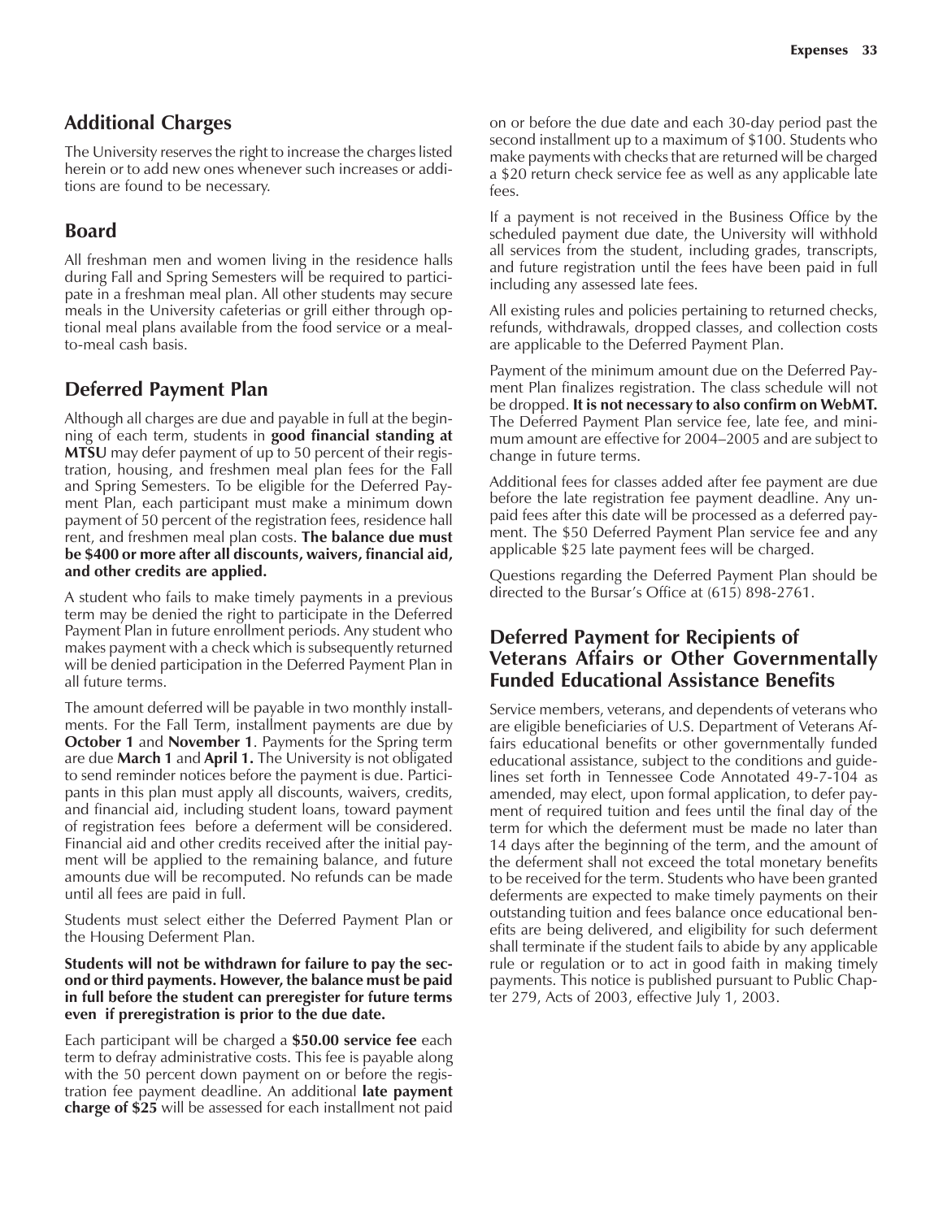## Additional Charges

The University reserves the right to increase the charges listed herein or to add new ones whenever such increases or additions are found to be necessary.

## Board

All freshman men and women living in the residence halls during Fall and Spring Semesters will be required to participate in a freshman meal plan. All other students may secure meals in the University cafeterias or grill either through optional meal plans available from the food service or a meal-to-meal cash basis.

## Deferred Payment Plan

Although all charges are due and payable in full at the beginning of each term, students in **good financial standing at MTSU** may defer payment of up to 50 percent of their registration, housing, and freshmen meal plan fees for the Fall and Spring Semesters. To be eligible for the Deferred Payment Plan, each participant must make a minimum down payment of 50 percent of the registration fees, residence hall rent, and freshmen meal plan costs. **The balance due must be $400 or more after all discounts, waivers, financial aid, and other credits are applied.**

A student who fails to make timely payments in a previous term may be denied the right to participate in the Deferred Payment Plan in future enrollment periods. Any student who makes payment with a check which is subsequently returned will be denied participation in the Deferred Payment Plan in all future terms.

The amount deferred will be payable in two monthly installments. For the Fall Term, installment payments are due by **October 1** and **November 1**. Payments for the Spring term are due **March 1** and **April 1.** The University is not obligated to send reminder notices before the payment is due. Participants in this plan must apply all discounts, waivers, credits, and financial aid, including student loans, toward payment of registration fees before a deferment will be considered. Financial aid and other credits received after the initial payment will be applied to the remaining balance, and future amounts due will be recomputed. No refunds can be made until all fees are paid in full.

Students must select either the Deferred Payment Plan or the Housing Deferment Plan.

**Students will not be withdrawn for failure to pay the second or third payments. However, the balance must be paid in full before the student can preregister for future terms even if preregistration is prior to the due date.**

Each participant will be charged a **$50.00 service fee** each term to defray administrative costs. This fee is payable along with the 50 percent down payment on or before the registration fee payment deadline. An additional **late payment charge of $25** will be assessed for each installment not paid on or before the due date and each 30-day period past the second installment up to a maximum of $100. Students who make payments with checks that are returned will be charged a $20 return check service fee as well as any applicable late fees.

If a payment is not received in the Business Office by the scheduled payment due date, the University will withhold all services from the student, including grades, transcripts, and future registration until the fees have been paid in full including any assessed late fees.

All existing rules and policies pertaining to returned checks, refunds, withdrawals, dropped classes, and collection costs are applicable to the Deferred Payment Plan.

Payment of the minimum amount due on the Deferred Payment Plan finalizes registration. The class schedule will not be dropped. **It is not necessary to also confirm on WebMT.** The Deferred Payment Plan service fee, late fee, and minimum amount are effective for 2004–2005 and are subject to change in future terms.

Additional fees for classes added after fee payment are due before the late registration fee payment deadline. Any unpaid fees after this date will be processed as a deferred payment. The $50 Deferred Payment Plan service fee and any applicable $25 late payment fees will be charged.

Questions regarding the Deferred Payment Plan should be directed to the Bursar's Office at (615) 898-2761.

## Deferred Payment for Recipients of Veterans Affairs or Other Governmentally Funded Educational Assistance Benefits

Service members, veterans, and dependents of veterans who are eligible beneficiaries of U.S. Department of Veterans Affairs educational benefits or other governmentally funded educational assistance, subject to the conditions and guidelines set forth in Tennessee Code Annotated 49-7-104 as amended, may elect, upon formal application, to defer payment of required tuition and fees until the final day of the term for which the deferment must be made no later than 14 days after the beginning of the term, and the amount of the deferment shall not exceed the total monetary benefits to be received for the term. Students who have been granted deferments are expected to make timely payments on their outstanding tuition and fees balance once educational benefits are being delivered, and eligibility for such deferment shall terminate if the student fails to abide by any applicable rule or regulation or to act in good faith in making timely payments. This notice is published pursuant to Public Chapter 279, Acts of 2003, effective July 1, 2003.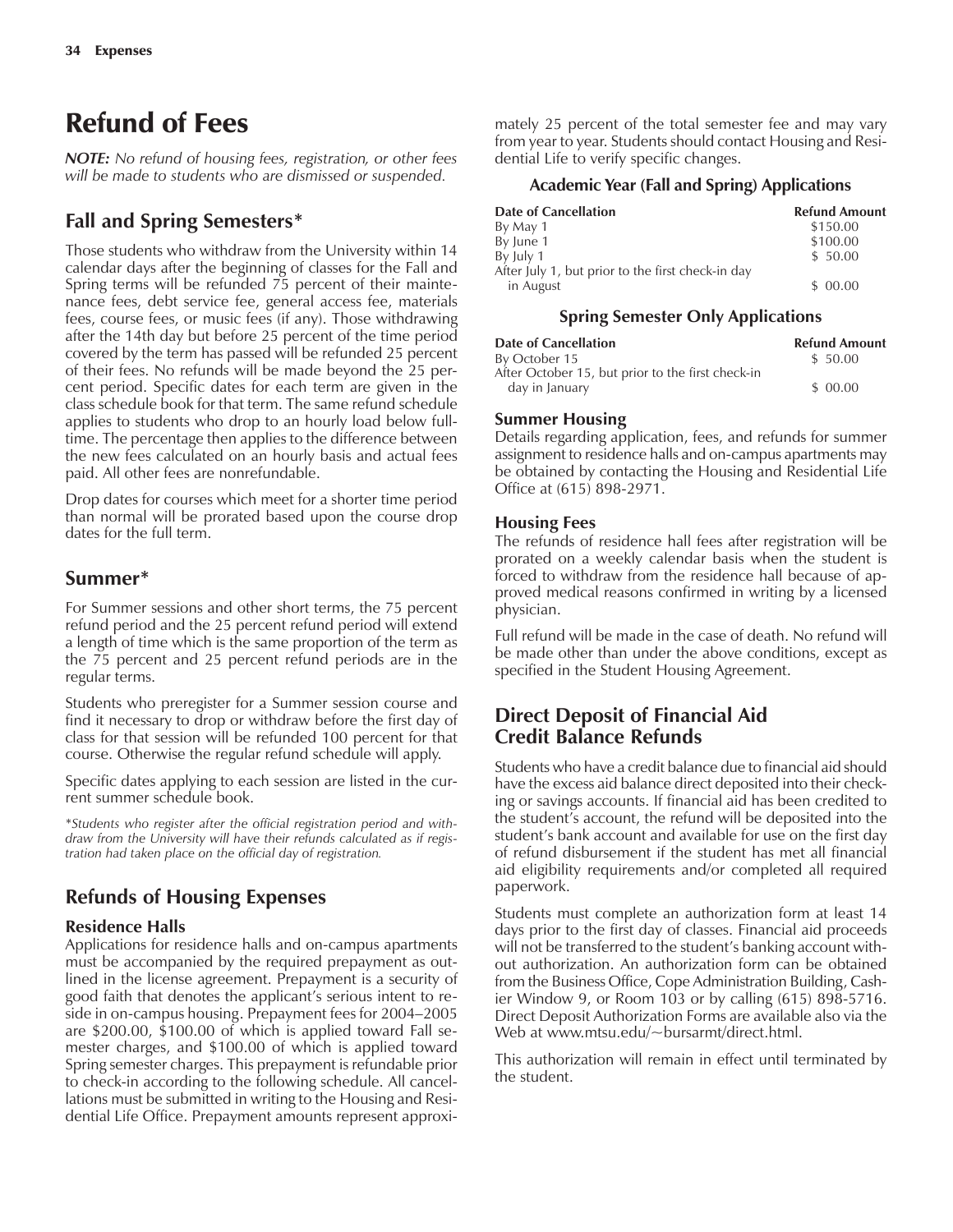# Refund of Fees

***NOTE:*** *No refund of housing fees, registration, or other fees will be made to students who are dismissed or suspended.*

## Fall and Spring Semesters*

Those students who withdraw from the University within 14 calendar days after the beginning of classes for the Fall and Spring terms will be refunded 75 percent of their maintenance fees, debt service fee, general access fee, materials fees, course fees, or music fees (if any). Those withdrawing after the 14th day but before 25 percent of the time period covered by the term has passed will be refunded 25 percent of their fees. No refunds will be made beyond the 25 percent period. Specific dates for each term are given in the class schedule book for that term. The same refund schedule applies to students who drop to an hourly load below full-time. The percentage then applies to the difference between the new fees calculated on an hourly basis and actual fees paid. All other fees are nonrefundable.

Drop dates for courses which meet for a shorter time period than normal will be prorated based upon the course drop dates for the full term.

## Summer*

For Summer sessions and other short terms, the 75 percent refund period and the 25 percent refund period will extend a length of time which is the same proportion of the term as the 75 percent and 25 percent refund periods are in the regular terms.

Students who preregister for a Summer session course and find it necessary to drop or withdraw before the first day of class for that session will be refunded 100 percent for that course. Otherwise the regular refund schedule will apply.

Specific dates applying to each session are listed in the current summer schedule book.

**Students who register after the official registration period and withdraw from the University will have their refunds calculated as if registration had taken place on the official day of registration.*

## Refunds of Housing Expenses

### Residence Halls

Applications for residence halls and on-campus apartments must be accompanied by the required prepayment as outlined in the license agreement. Prepayment is a security of good faith that denotes the applicant's serious intent to reside in on-campus housing. Prepayment fees for 2004–2005 are $200.00, $100.00 of which is applied toward Fall semester charges, and $100.00 of which is applied toward Spring semester charges. This prepayment is refundable prior to check-in according to the following schedule. All cancellations must be submitted in writing to the Housing and Residential Life Office. Prepayment amounts represent approximately 25 percent of the total semester fee and may vary from year to year. Students should contact Housing and Residential Life to verify specific changes.

#### Academic Year (Fall and Spring) Applications

| Date of Cancellation | Refund Amount |
|---|---|
| By May 1 | $150.00 |
| By June 1 | $100.00 |
| By July 1 | $ 50.00 |
| After July 1, but prior to the first check-in day in August | $ 00.00 |

#### Spring Semester Only Applications

| Date of Cancellation | Refund Amount |
|---|---|
| By October 15 | $ 50.00 |
| After October 15, but prior to the first check-in day in January | $ 00.00 |

### Summer Housing

Details regarding application, fees, and refunds for summer assignment to residence halls and on-campus apartments may be obtained by contacting the Housing and Residential Life Office at (615) 898-2971.

### Housing Fees

The refunds of residence hall fees after registration will be prorated on a weekly calendar basis when the student is forced to withdraw from the residence hall because of approved medical reasons confirmed in writing by a licensed physician.

Full refund will be made in the case of death. No refund will be made other than under the above conditions, except as specified in the Student Housing Agreement.

## Direct Deposit of Financial Aid Credit Balance Refunds

Students who have a credit balance due to financial aid should have the excess aid balance direct deposited into their checking or savings accounts. If financial aid has been credited to the student's account, the refund will be deposited into the student's bank account and available for use on the first day of refund disbursement if the student has met all financial aid eligibility requirements and/or completed all required paperwork.

Students must complete an authorization form at least 14 days prior to the first day of classes. Financial aid proceeds will not be transferred to the student's banking account without authorization. An authorization form can be obtained from the Business Office, Cope Administration Building, Cashier Window 9, or Room 103 or by calling (615) 898-5716. Direct Deposit Authorization Forms are available also via the Web at www.mtsu.edu/~bursarmt/direct.html.

This authorization will remain in effect until terminated by the student.